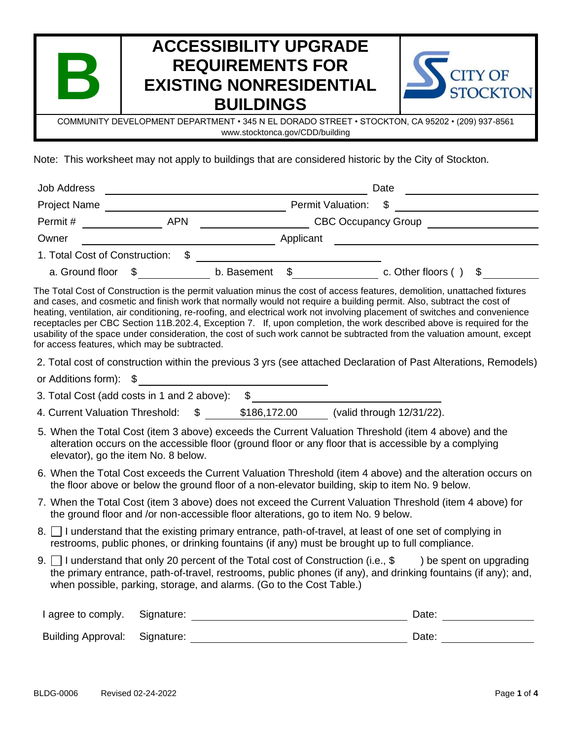# B ACCESSIBILITY UPGRADE REQUIREMENTS FOR EXISTING NONRESIDENTIAL BUILDINGS

CITY OF STOCKTON

COMMUNITY DEVELOPMENT DEPARTMENT • 345 N EL DORADO STREET • STOCKTON, CA 95202 • (209) 937-8561
www.stocktonca.gov/CDD/building

Note: This worksheet may not apply to buildings that are considered historic by the City of Stockton.

Job Address ______________________________ Date ______________

Project Name ______________________ Permit Valuation: $ ______________

Permit # __________ APN ______________ CBC Occupancy Group ______________

Owner ______________________ Applicant ______________________

1. Total Cost of Construction: $ ______________________

   a. Ground floor $ __________ b. Basement $ __________ c. Other floors ( ) $ __________

The Total Cost of Construction is the permit valuation minus the cost of access features, demolition, unattached fixtures and cases, and cosmetic and finish work that normally would not require a building permit. Also, subtract the cost of heating, ventilation, air conditioning, re-roofing, and electrical work not involving placement of switches and convenience receptacles per CBC Section 11B.202.4, Exception 7. If, upon completion, the work described above is required for the usability of the space under consideration, the cost of such work cannot be subtracted from the valuation amount, except for access features, which may be subtracted.

2. Total cost of construction within the previous 3 yrs (see attached Declaration of Past Alterations, Remodels) or Additions form): $ ______________________

3. Total Cost (add costs in 1 and 2 above): $ ______________________

4. Current Valuation Threshold: $ $186,172.00 (valid through 12/31/22).

5. When the Total Cost (item 3 above) exceeds the Current Valuation Threshold (item 4 above) and the alteration occurs on the accessible floor (ground floor or any floor that is accessible by a complying elevator), go the item No. 8 below.

6. When the Total Cost exceeds the Current Valuation Threshold (item 4 above) and the alteration occurs on the floor above or below the ground floor of a non-elevator building, skip to item No. 9 below.

7. When the Total Cost (item 3 above) does not exceed the Current Valuation Threshold (item 4 above) for the ground floor and /or non-accessible floor alterations, go to item No. 9 below.

8. ☐ I understand that the existing primary entrance, path-of-travel, at least of one set of complying in restrooms, public phones, or drinking fountains (if any) must be brought up to full compliance.

9. ☐ I understand that only 20 percent of the Total cost of Construction (i.e., $ ) be spent on upgrading the primary entrance, path-of-travel, restrooms, public phones (if any), and drinking fountains (if any); and, when possible, parking, storage, and alarms. (Go to the Cost Table.)

I agree to comply. Signature: ______________________ Date: __________

Building Approval: Signature: ______________________ Date: __________

BLDG-0006 Revised 02-24-2022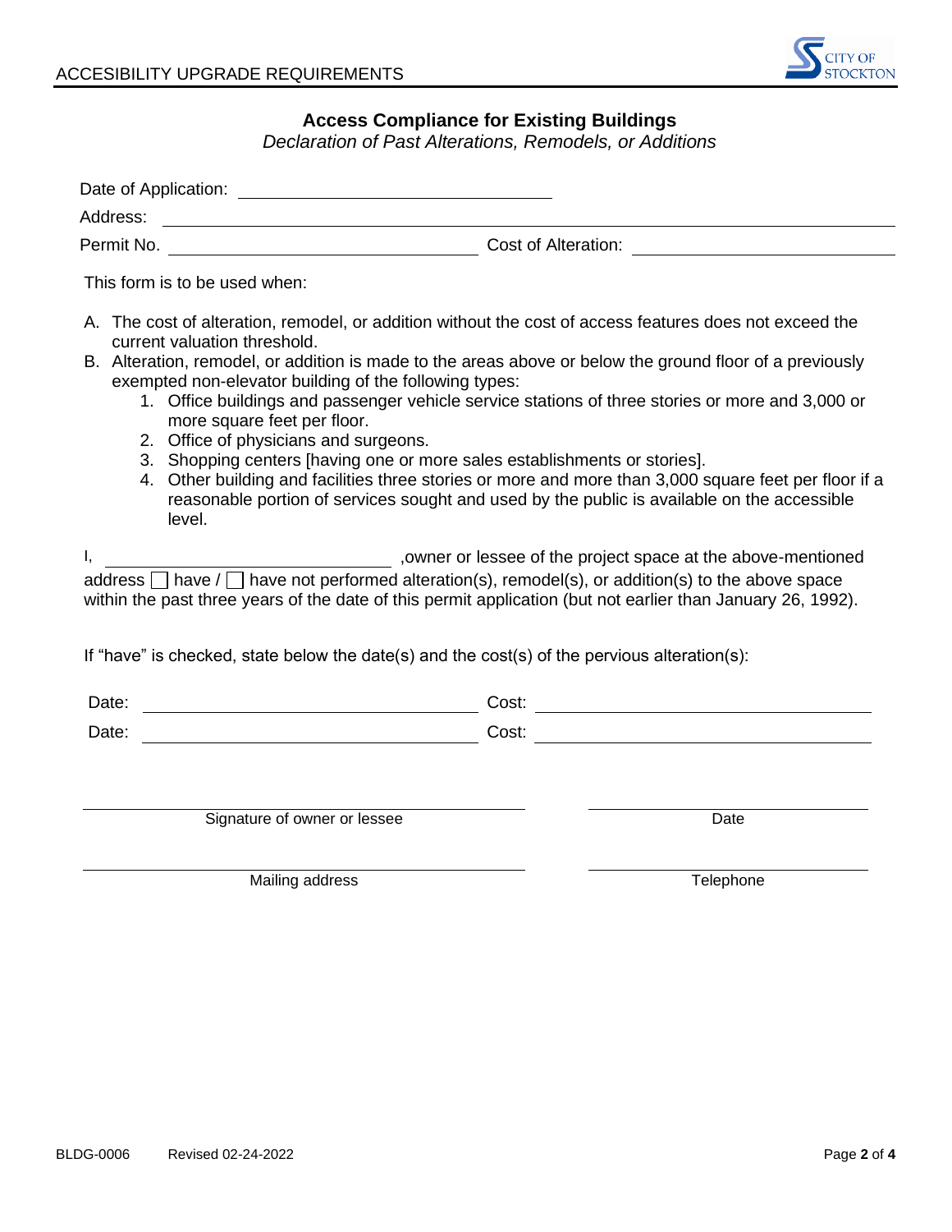ACCESIBILITY UPGRADE REQUIREMENTS

## Access Compliance for Existing Buildings

*Declaration of Past Alterations, Remodels, or Additions*

Date of Application: ______________________________

Address: ______________________________________________________________

Permit No. ______________________________ Cost of Alteration: ______________________________

This form is to be used when:

A. The cost of alteration, remodel, or addition without the cost of access features does not exceed the current valuation threshold.
B. Alteration, remodel, or addition is made to the areas above or below the ground floor of a previously exempted non-elevator building of the following types:
    1. Office buildings and passenger vehicle service stations of three stories or more and 3,000 or more square feet per floor.
    2. Office of physicians and surgeons.
    3. Shopping centers [having one or more sales establishments or stories].
    4. Other building and facilities three stories or more and more than 3,000 square feet per floor if a reasonable portion of services sought and used by the public is available on the accessible level.

I, ______________________________ ,owner or lessee of the project space at the above-mentioned address ☐ have / ☐ have not performed alteration(s), remodel(s), or addition(s) to the above space within the past three years of the date of this permit application (but not earlier than January 26, 1992).

If "have" is checked, state below the date(s) and the cost(s) of the pervious alteration(s):

Date: ______________________________ Cost: ______________________________

Date: ______________________________ Cost: ______________________________

______________________________ Signature of owner or lessee ______________________________ Date

______________________________ Mailing address ______________________________ Telephone

BLDG-0006 Revised 02-24-2022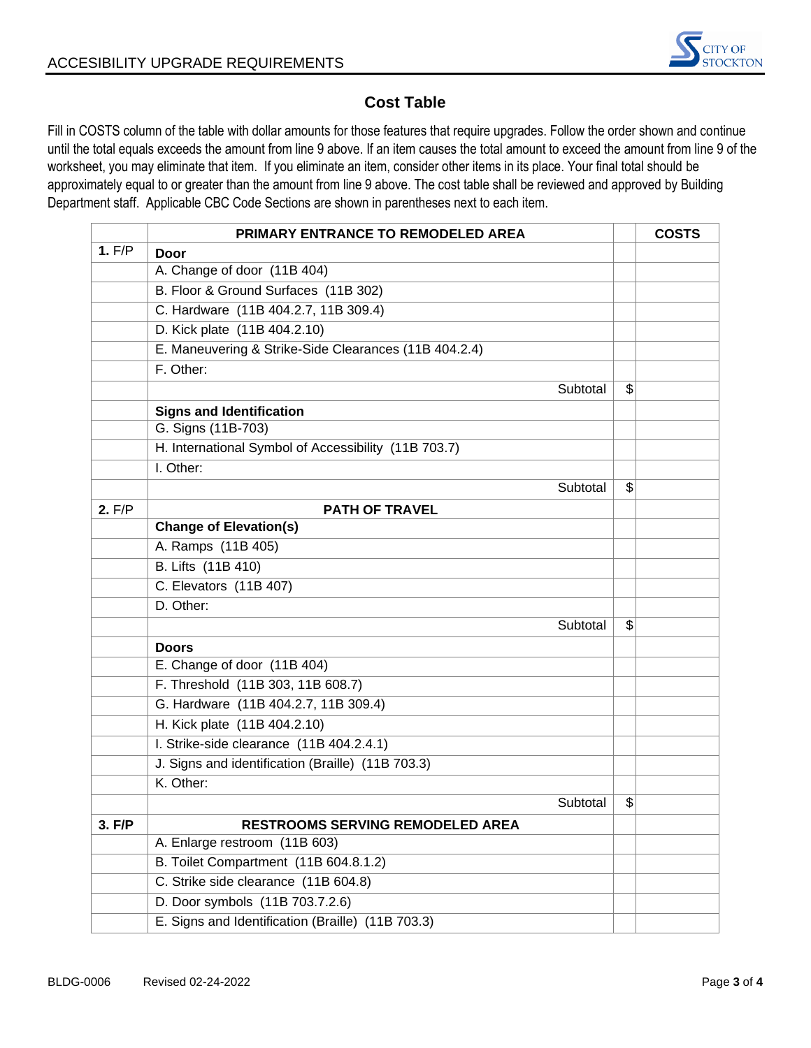## Cost Table

Fill in COSTS column of the table with dollar amounts for those features that require upgrades. Follow the order shown and continue until the total equals exceeds the amount from line 9 above. If an item causes the total amount to exceed the amount from line 9 of the worksheet, you may eliminate that item. If you eliminate an item, consider other items in its place. Your final total should be approximately equal to or greater than the amount from line 9 above. The cost table shall be reviewed and approved by Building Department staff. Applicable CBC Code Sections are shown in parentheses next to each item.

| | **PRIMARY ENTRANCE TO REMODELED AREA** | | **COSTS** |
|---|---|---|---|
| **1.** F/P | **Door** | | |
| | A. Change of door (11B 404) | | |
| | B. Floor & Ground Surfaces (11B 302) | | |
| | C. Hardware (11B 404.2.7, 11B 309.4) | | |
| | D. Kick plate (11B 404.2.10) | | |
| | E. Maneuvering & Strike-Side Clearances (11B 404.2.4) | | |
| | F. Other: | | |
| | Subtotal | $ | |
| | **Signs and Identification** | | |
| | G. Signs (11B-703) | | |
| | H. International Symbol of Accessibility (11B 703.7) | | |
| | I. Other: | | |
| | Subtotal | $ | |
| **2.** F/P | **PATH OF TRAVEL** | | |
| | **Change of Elevation(s)** | | |
| | A. Ramps (11B 405) | | |
| | B. Lifts (11B 410) | | |
| | C. Elevators (11B 407) | | |
| | D. Other: | | |
| | Subtotal | $ | |
| | **Doors** | | |
| | E. Change of door (11B 404) | | |
| | F. Threshold (11B 303, 11B 608.7) | | |
| | G. Hardware (11B 404.2.7, 11B 309.4) | | |
| | H. Kick plate (11B 404.2.10) | | |
| | I. Strike-side clearance (11B 404.2.4.1) | | |
| | J. Signs and identification (Braille) (11B 703.3) | | |
| | K. Other: | | |
| | Subtotal | $ | |
| **3. F/P** | **RESTROOMS SERVING REMODELED AREA** | | |
| | A. Enlarge restroom (11B 603) | | |
| | B. Toilet Compartment (11B 604.8.1.2) | | |
| | C. Strike side clearance (11B 604.8) | | |
| | D. Door symbols (11B 703.7.2.6) | | |
| | E. Signs and Identification (Braille) (11B 703.3) | | |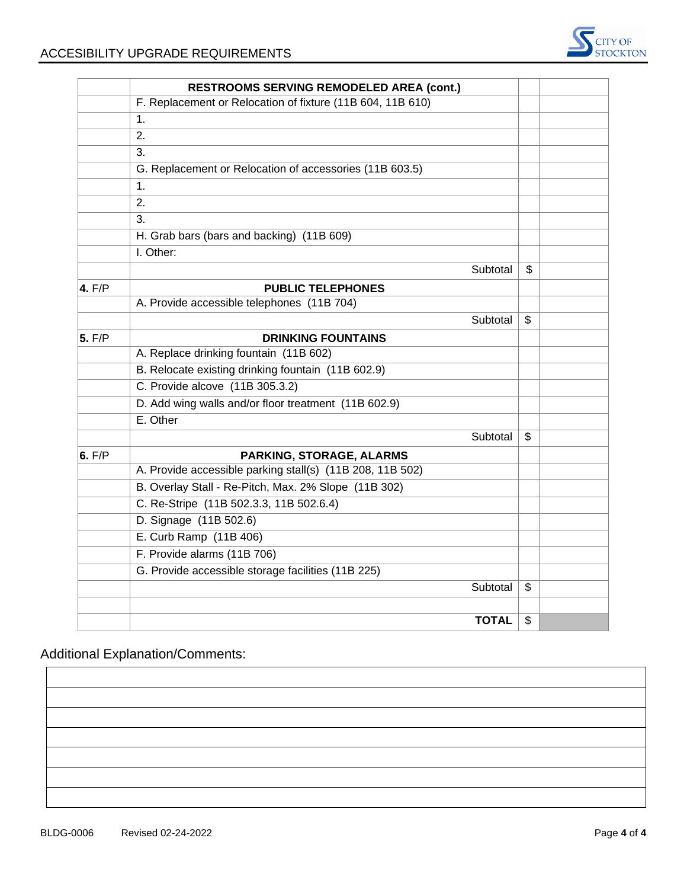| | | | |
|---|---|---|---|
| | **RESTROOMS SERVING REMODELED AREA (cont.)** | | |
| | F. Replacement or Relocation of fixture (11B 604, 11B 610) | | |
| | 1. | | |
| | 2. | | |
| | 3. | | |
| | G. Replacement or Relocation of accessories (11B 603.5) | | |
| | 1. | | |
| | 2. | | |
| | 3. | | |
| | H. Grab bars (bars and backing) (11B 609) | | |
| | I. Other: | | |
| | Subtotal | $ | |
| **4.** F/P | **PUBLIC TELEPHONES** | | |
| | A. Provide accessible telephones (11B 704) | | |
| | Subtotal | $ | |
| **5.** F/P | **DRINKING FOUNTAINS** | | |
| | A. Replace drinking fountain (11B 602) | | |
| | B. Relocate existing drinking fountain (11B 602.9) | | |
| | C. Provide alcove (11B 305.3.2) | | |
| | D. Add wing walls and/or floor treatment (11B 602.9) | | |
| | E. Other | | |
| | Subtotal | $ | |
| **6.** F/P | **PARKING, STORAGE, ALARMS** | | |
| | A. Provide accessible parking stall(s) (11B 208, 11B 502) | | |
| | B. Overlay Stall - Re-Pitch, Max. 2% Slope (11B 302) | | |
| | C. Re-Stripe (11B 502.3.3, 11B 502.6.4) | | |
| | D. Signage (11B 502.6) | | |
| | E. Curb Ramp (11B 406) | | |
| | F. Provide alarms (11B 706) | | |
| | G. Provide accessible storage facilities (11B 225) | | |
| | Subtotal | $ | |
| | | | |
| | **TOTAL** | $ | |

## Additional Explanation/Comments:

| |
|---|
| |
| |
| |
| |
| |
| |
| |